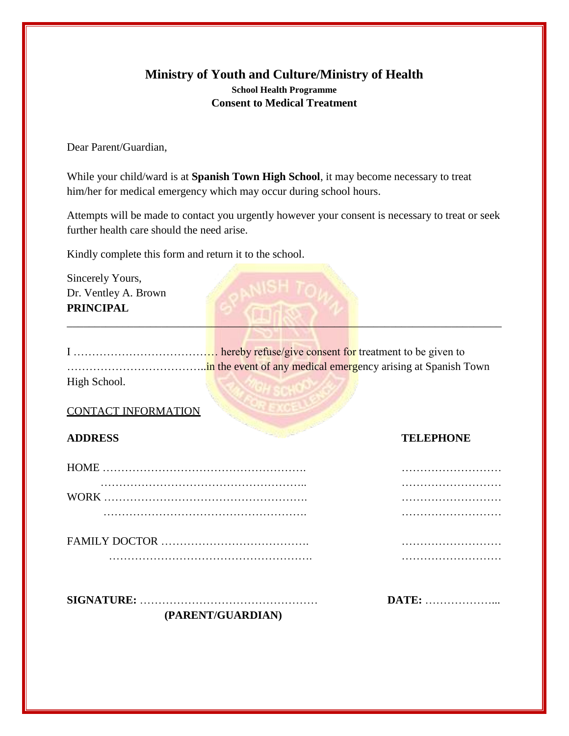# Ministry of Youth and Culture/Ministry of Health

**School Health Programme**

**Consent to Medical Treatment**

Dear Parent/Guardian,

While your child/ward is at **Spanish Town High School**, it may become necessary to treat him/her for medical emergency which may occur during school hours.

Attempts will be made to contact you urgently however your consent is necessary to treat or seek further health care should the need arise.

Kindly complete this form and return it to the school.

Sincerely Yours,
Dr. Ventley A. Brown
**PRINCIPAL**

---

I ………………………………… hereby refuse/give consent for treatment to be given to ………………………………..in the event of any medical emergency arising at Spanish Town High School.

CONTACT INFORMATION

| **ADDRESS** | **TELEPHONE** |
|---|---|
| HOME ………………………………………………. | ……………………… |
| ……………………………………………….. | ……………………… |
| WORK ………………………………………………. | ……………………… |
| ………………………………………………. | ……………………… |
| FAMILY DOCTOR …………………………………. | ……………………… |
| ………………………………………………. | ……………………… |

**SIGNATURE:** …………………………………………  **DATE:** ………………...

**(PARENT/GUARDIAN)**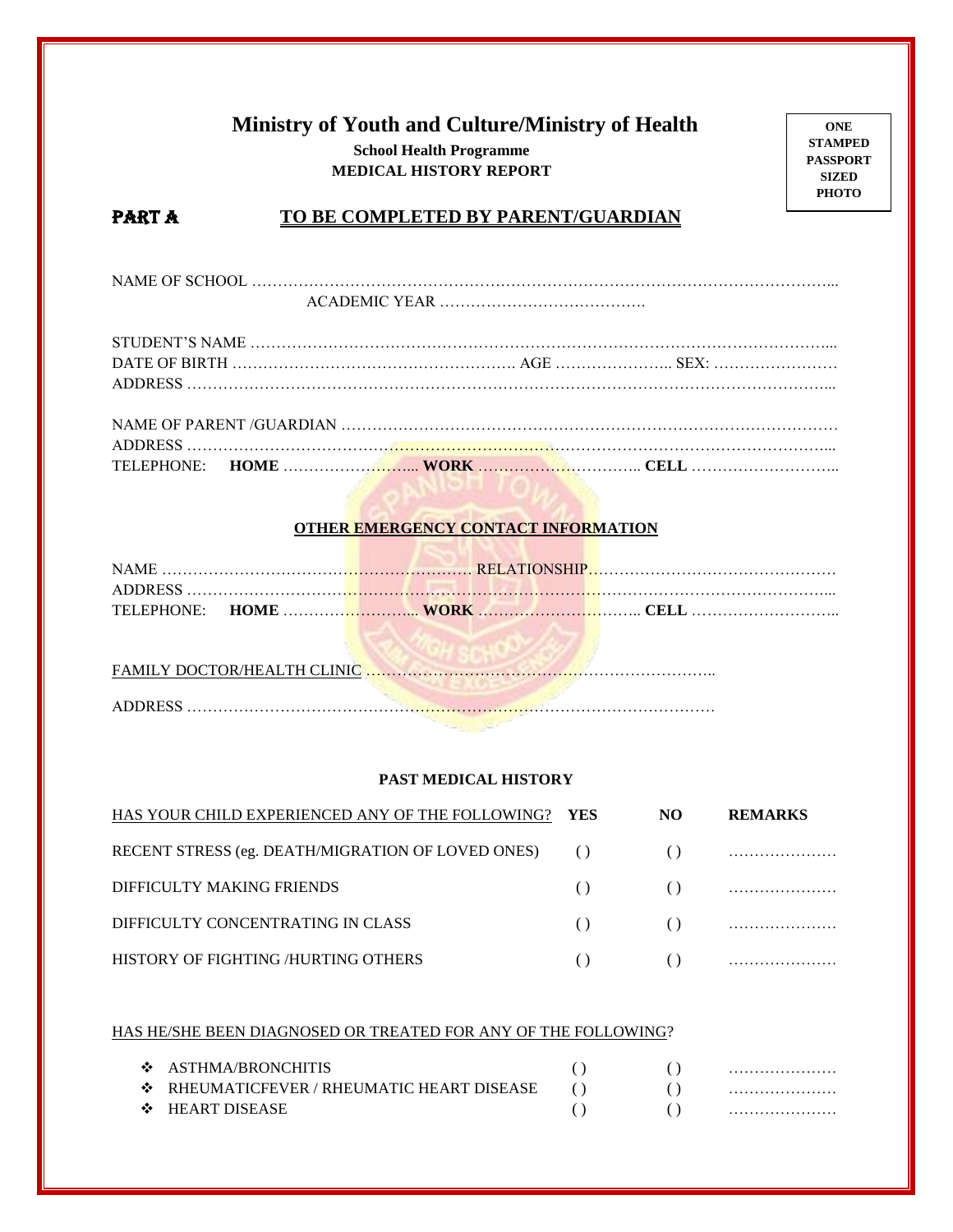# Ministry of Youth and Culture/Ministry of Health

**School Health Programme**
**MEDICAL HISTORY REPORT**

**ONE STAMPED PASSPORT SIZED PHOTO**

## PART A — TO BE COMPLETED BY PARENT/GUARDIAN

NAME OF SCHOOL …………………………………………………………………………………………………...
ACADEMIC YEAR ………………………………….

STUDENT'S NAME ……………………………………………………………………………………………...
DATE OF BIRTH ………………………………………………. AGE ………………….. SEX: ……………………
ADDRESS ………………………………………………………………………………………………………...

NAME OF PARENT /GUARDIAN ………………………………………………………………………………
ADDRESS ………………………………………………………………………………………………………...
TELEPHONE: **HOME** …………………….... **WORK** ………………………….. **CELL** ………………………..

### OTHER EMERGENCY CONTACT INFORMATION

NAME ……………………………………………………. RELATIONSHIP…………………………………………
ADDRESS ………………………………………………………………………………………………………...
TELEPHONE: **HOME** …………………….... **WORK** ………………………….. **CELL** ………………………..

FAMILY DOCTOR/HEALTH CLINIC ……………………………………………………………..

ADDRESS …………………………………………………………………………………………

### PAST MEDICAL HISTORY

| HAS YOUR CHILD EXPERIENCED ANY OF THE FOLLOWING? | YES | NO | REMARKS |
|---|---|---|---|
| RECENT STRESS (eg. DEATH/MIGRATION OF LOVED ONES) | ( ) | ( ) | ………………… |
| DIFFICULTY MAKING FRIENDS | ( ) | ( ) | ………………… |
| DIFFICULTY CONCENTRATING IN CLASS | ( ) | ( ) | ………………… |
| HISTORY OF FIGHTING /HURTING OTHERS | ( ) | ( ) | ………………… |

HAS HE/SHE BEEN DIAGNOSED OR TREATED FOR ANY OF THE FOLLOWING?

| | | | |
|---|---|---|---|
| ❖ ASTHMA/BRONCHITIS | ( ) | ( ) | ………………… |
| ❖ RHEUMATICFEVER / RHEUMATIC HEART DISEASE | ( ) | ( ) | ………………… |
| ❖ HEART DISEASE | ( ) | ( ) | ………………… |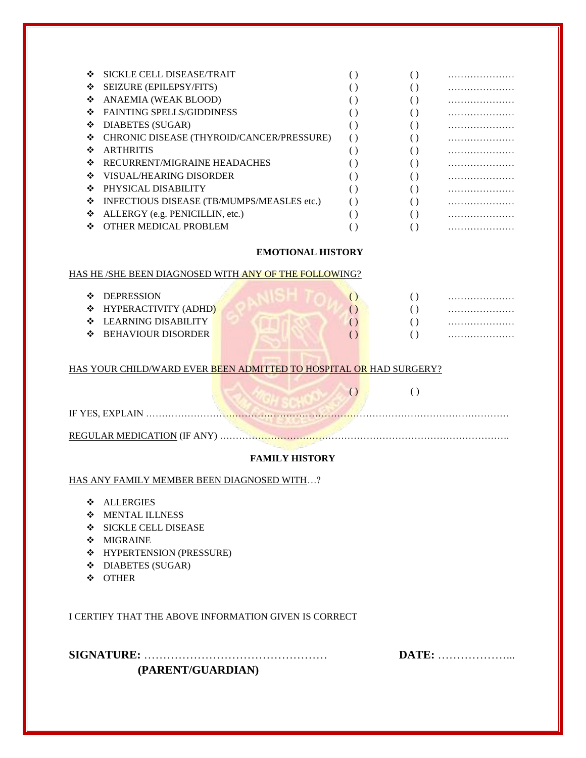| | | | |
|---|---|---|---|
| ❖ SICKLE CELL DISEASE/TRAIT | ( ) | ( ) | ………………… |
| ❖ SEIZURE (EPILEPSY/FITS) | ( ) | ( ) | ………………… |
| ❖ ANAEMIA (WEAK BLOOD) | ( ) | ( ) | ………………… |
| ❖ FAINTING SPELLS/GIDDINESS | ( ) | ( ) | ………………… |
| ❖ DIABETES (SUGAR) | ( ) | ( ) | ………………… |
| ❖ CHRONIC DISEASE (THYROID/CANCER/PRESSURE) | ( ) | ( ) | ………………… |
| ❖ ARTHRITIS | ( ) | ( ) | ………………… |
| ❖ RECURRENT/MIGRAINE HEADACHES | ( ) | ( ) | ………………… |
| ❖ VISUAL/HEARING DISORDER | ( ) | ( ) | ………………… |
| ❖ PHYSICAL DISABILITY | ( ) | ( ) | ………………… |
| ❖ INFECTIOUS DISEASE (TB/MUMPS/MEASLES etc.) | ( ) | ( ) | ………………… |
| ❖ ALLERGY (e.g. PENICILLIN, etc.) | ( ) | ( ) | ………………… |
| ❖ OTHER MEDICAL PROBLEM | ( ) | ( ) | ………………… |

**EMOTIONAL HISTORY**

HAS HE /SHE BEEN DIAGNOSED WITH ANY OF THE FOLLOWING?

| | | | |
|---|---|---|---|
| ❖ DEPRESSION | ( ) | ( ) | ………………… |
| ❖ HYPERACTIVITY (ADHD) | ( ) | ( ) | ………………… |
| ❖ LEARNING DISABILITY | ( ) | ( ) | ………………… |
| ❖ BEHAVIOUR DISORDER | ( ) | ( ) | ………………… |

HAS YOUR CHILD/WARD EVER BEEN ADMITTED TO HOSPITAL OR HAD SURGERY?

( ) ( )

IF YES, EXPLAIN ……………………………………………………………………………………………………

REGULAR MEDICATION (IF ANY) ……………………………………………………………………………….

**FAMILY HISTORY**

HAS ANY FAMILY MEMBER BEEN DIAGNOSED WITH…?

- ❖ ALLERGIES
- ❖ MENTAL ILLNESS
- ❖ SICKLE CELL DISEASE
- ❖ MIGRAINE
- ❖ HYPERTENSION (PRESSURE)
- ❖ DIABETES (SUGAR)
- ❖ OTHER

I CERTIFY THAT THE ABOVE INFORMATION GIVEN IS CORRECT

**SIGNATURE:** …………………………………………… **DATE:** ………………...
**(PARENT/GUARDIAN)**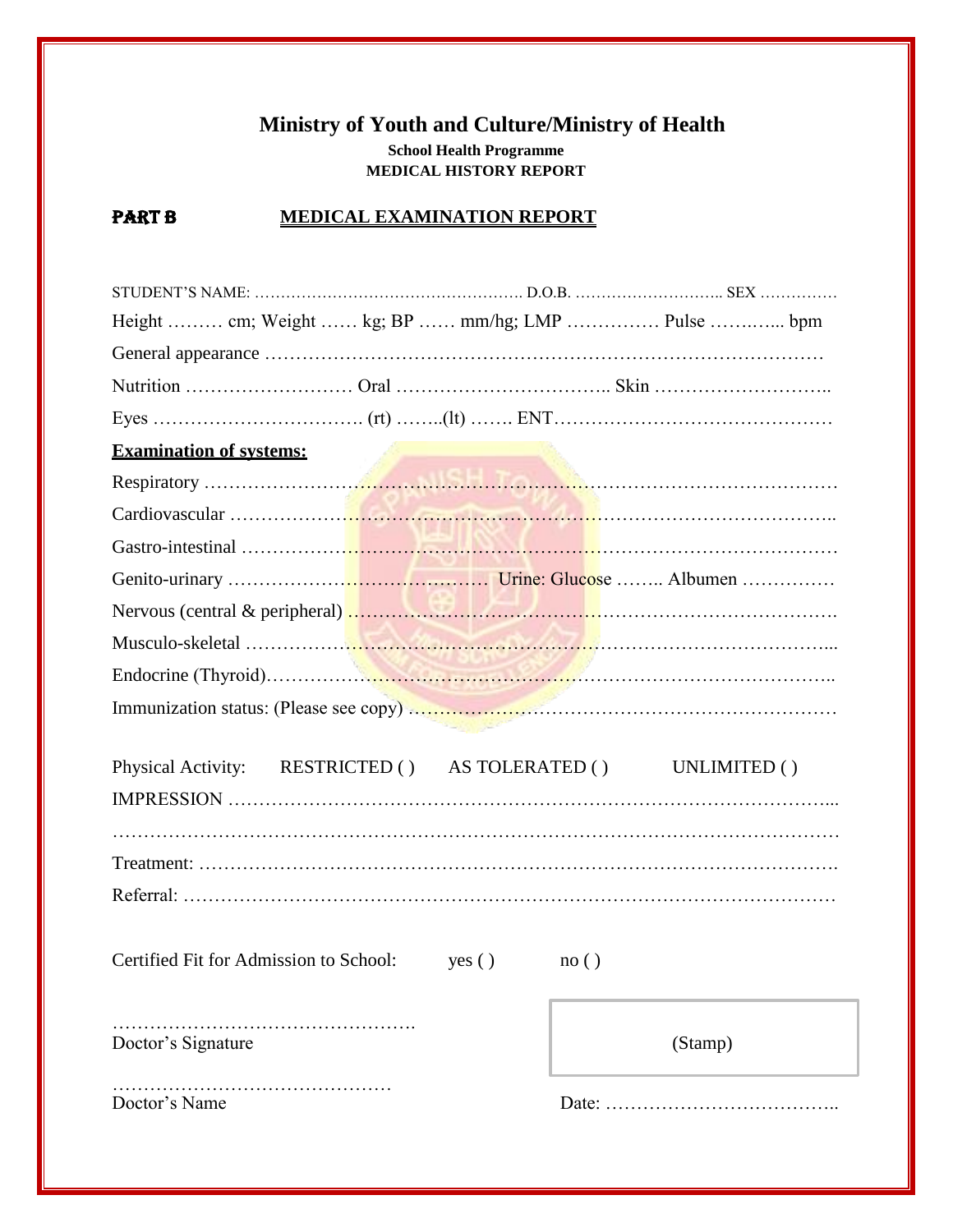# Ministry of Youth and Culture/Ministry of Health

**School Health Programme**
**MEDICAL HISTORY REPORT**

**PART B** **MEDICAL EXAMINATION REPORT**

STUDENT'S NAME: ……………………………………………. D.O.B. ……………………….. SEX ……………

Height ……… cm; Weight …… kg; BP …… mm/hg; LMP …………… Pulse ……..…. bpm

General appearance ……………………………………………………………………………

Nutrition ……………………… Oral …………………………….. Skin ………………………..

Eyes ……………………………. (rt) ……..(lt) ……. ENT………………………………………

**Examination of systems:**

Respiratory ……………………………………………………………………………………

Cardiovascular …………………………………………………………………………………..

Gastro-intestinal ………………………………………………………………………………

Genito-urinary ………………………………….…… Urine: Glucose …….. Albumen ……………

Nervous (central & peripheral) ………………………………………………………………….

Musculo-skeletal ……………………………………………………………………………...

Endocrine (Thyroid)……………………………………………………………………………..

Immunization status: (Please see copy) ………………………………………………………

Physical Activity: RESTRICTED ( ) AS TOLERATED ( ) UNLIMITED ( )

IMPRESSION ………………………………………………………………………………...

……………………………………………………………………………………………………

Treatment: …………………………………………………………………………………….

Referral: ………………………………………………………………………………………

Certified Fit for Admission to School: yes ( ) no ( )

……………………………………….
Doctor's Signature

(Stamp)

………………………………………
Doctor's Name

Date: ………………………………..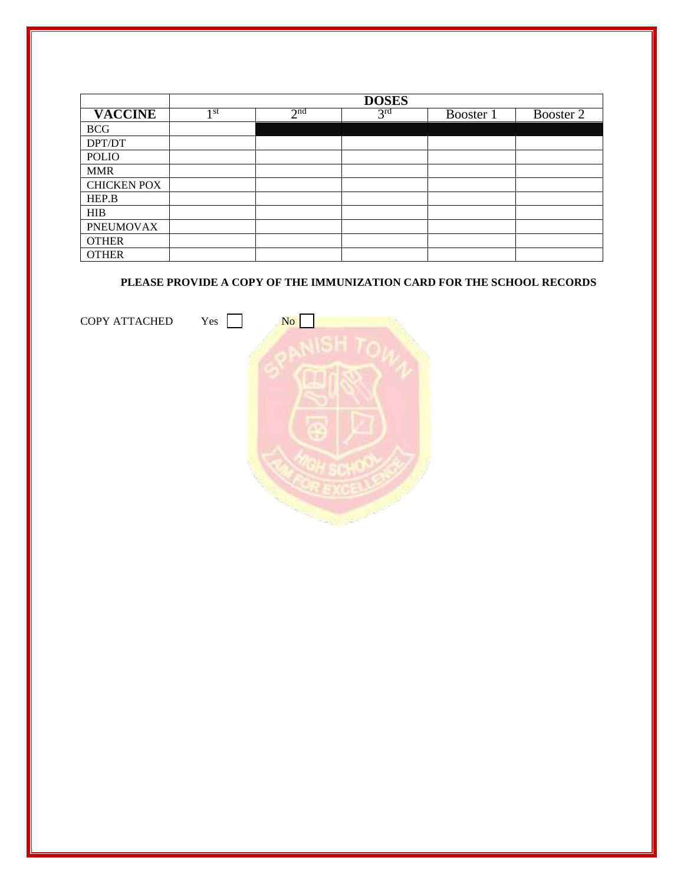| | DOSES | | | | |
|---|---|---|---|---|---|
| **VACCINE** | 1st | 2nd | 3rd | Booster 1 | Booster 2 |
| BCG | | | | | |
| DPT/DT | | | | | |
| POLIO | | | | | |
| MMR | | | | | |
| CHICKEN POX | | | | | |
| HEP.B | | | | | |
| HIB | | | | | |
| PNEUMOVAX | | | | | |
| OTHER | | | | | |
| OTHER | | | | | |

**PLEASE PROVIDE A COPY OF THE IMMUNIZATION CARD FOR THE SCHOOL RECORDS**

COPY ATTACHED Yes ☐ No ☐